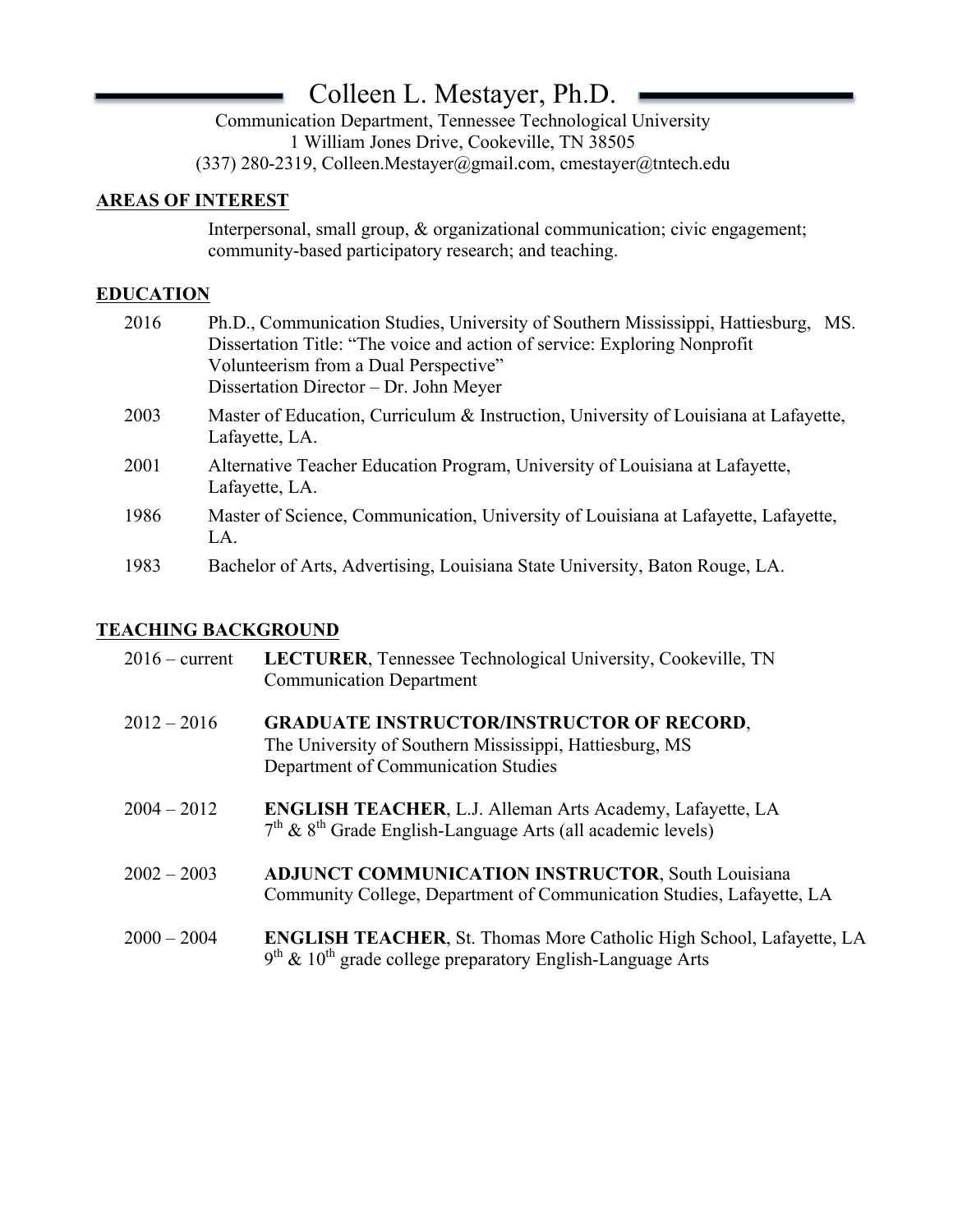# Colleen L. Mestayer, Ph.D.

Communication Department, Tennessee Technological University
1 William Jones Drive, Cookeville, TN 38505
(337) 280-2319, Colleen.Mestayer@gmail.com, cmestayer@tntech.edu

## AREAS OF INTEREST

Interpersonal, small group, & organizational communication; civic engagement; community-based participatory research; and teaching.

## EDUCATION

2016 Ph.D., Communication Studies, University of Southern Mississippi, Hattiesburg, MS.
Dissertation Title: "The voice and action of service: Exploring Nonprofit Volunteerism from a Dual Perspective"
Dissertation Director – Dr. John Meyer

2003 Master of Education, Curriculum & Instruction, University of Louisiana at Lafayette, Lafayette, LA.

2001 Alternative Teacher Education Program, University of Louisiana at Lafayette, Lafayette, LA.

1986 Master of Science, Communication, University of Louisiana at Lafayette, Lafayette, LA.

1983 Bachelor of Arts, Advertising, Louisiana State University, Baton Rouge, LA.

## TEACHING BACKGROUND

2016 – current **LECTURER**, Tennessee Technological University, Cookeville, TN
Communication Department

2012 – 2016 **GRADUATE INSTRUCTOR/INSTRUCTOR OF RECORD**,
The University of Southern Mississippi, Hattiesburg, MS
Department of Communication Studies

2004 – 2012 **ENGLISH TEACHER**, L.J. Alleman Arts Academy, Lafayette, LA
7th & 8th Grade English-Language Arts (all academic levels)

2002 – 2003 **ADJUNCT COMMUNICATION INSTRUCTOR**, South Louisiana Community College, Department of Communication Studies, Lafayette, LA

2000 – 2004 **ENGLISH TEACHER**, St. Thomas More Catholic High School, Lafayette, LA
9th & 10th grade college preparatory English-Language Arts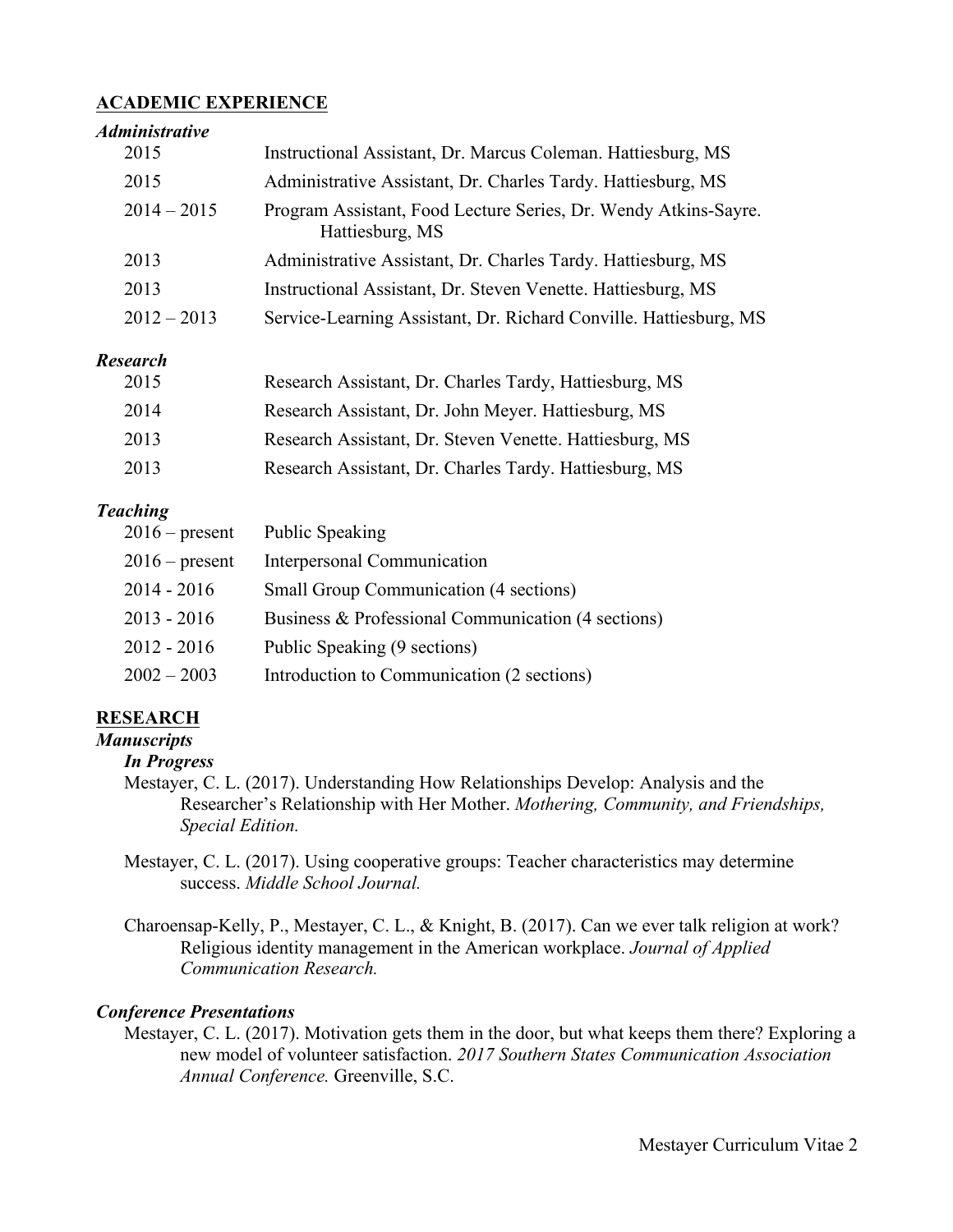## ACADEMIC EXPERIENCE

### *Administrative*

| | |
|---|---|
| 2015 | Instructional Assistant, Dr. Marcus Coleman. Hattiesburg, MS |
| 2015 | Administrative Assistant, Dr. Charles Tardy. Hattiesburg, MS |
| 2014 – 2015 | Program Assistant, Food Lecture Series, Dr. Wendy Atkins-Sayre. Hattiesburg, MS |
| 2013 | Administrative Assistant, Dr. Charles Tardy. Hattiesburg, MS |
| 2013 | Instructional Assistant, Dr. Steven Venette. Hattiesburg, MS |
| 2012 – 2013 | Service-Learning Assistant, Dr. Richard Conville. Hattiesburg, MS |

### *Research*

| | |
|---|---|
| 2015 | Research Assistant, Dr. Charles Tardy, Hattiesburg, MS |
| 2014 | Research Assistant, Dr. John Meyer. Hattiesburg, MS |
| 2013 | Research Assistant, Dr. Steven Venette. Hattiesburg, MS |
| 2013 | Research Assistant, Dr. Charles Tardy. Hattiesburg, MS |

### *Teaching*

| | |
|---|---|
| 2016 – present | Public Speaking |
| 2016 – present | Interpersonal Communication |
| 2014 - 2016 | Small Group Communication (4 sections) |
| 2013 - 2016 | Business & Professional Communication (4 sections) |
| 2012 - 2016 | Public Speaking (9 sections) |
| 2002 – 2003 | Introduction to Communication (2 sections) |

## RESEARCH

### *Manuscripts*

#### *In Progress*

Mestayer, C. L. (2017). Understanding How Relationships Develop: Analysis and the Researcher's Relationship with Her Mother. *Mothering, Community, and Friendships, Special Edition.*

Mestayer, C. L. (2017). Using cooperative groups: Teacher characteristics may determine success. *Middle School Journal.*

Charoensap-Kelly, P., Mestayer, C. L., & Knight, B. (2017). Can we ever talk religion at work? Religious identity management in the American workplace. *Journal of Applied Communication Research.*

### *Conference Presentations*

Mestayer, C. L. (2017). Motivation gets them in the door, but what keeps them there? Exploring a new model of volunteer satisfaction. *2017 Southern States Communication Association Annual Conference.* Greenville, S.C.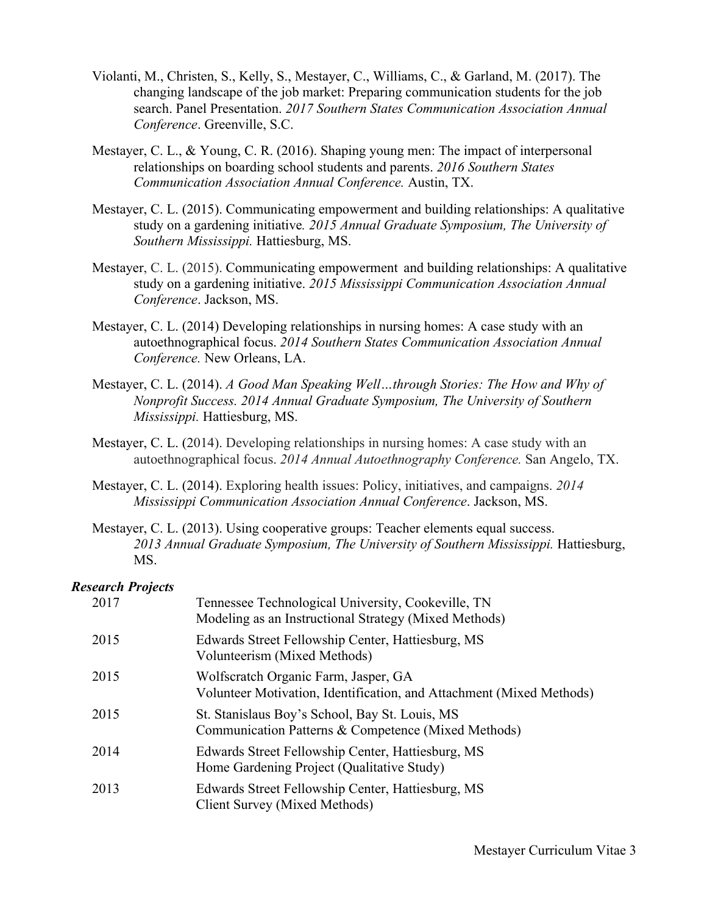Violanti, M., Christen, S., Kelly, S., Mestayer, C., Williams, C., & Garland, M. (2017). The changing landscape of the job market: Preparing communication students for the job search. Panel Presentation. *2017 Southern States Communication Association Annual Conference*. Greenville, S.C.

Mestayer, C. L., & Young, C. R. (2016). Shaping young men: The impact of interpersonal relationships on boarding school students and parents. *2016 Southern States Communication Association Annual Conference.* Austin, TX.

Mestayer, C. L. (2015). Communicating empowerment and building relationships: A qualitative study on a gardening initiative*. 2015 Annual Graduate Symposium, The University of Southern Mississippi.* Hattiesburg, MS.

Mestayer, C. L. (2015). Communicating empowerment and building relationships: A qualitative study on a gardening initiative. *2015 Mississippi Communication Association Annual Conference*. Jackson, MS.

Mestayer, C. L. (2014) Developing relationships in nursing homes: A case study with an autoethnographical focus. *2014 Southern States Communication Association Annual Conference.* New Orleans, LA.

Mestayer, C. L. (2014). *A Good Man Speaking Well…through Stories: The How and Why of Nonprofit Success. 2014 Annual Graduate Symposium, The University of Southern Mississippi.* Hattiesburg, MS.

Mestayer, C. L. (2014). Developing relationships in nursing homes: A case study with an autoethnographical focus. *2014 Annual Autoethnography Conference.* San Angelo, TX.

Mestayer, C. L. (2014). Exploring health issues: Policy, initiatives, and campaigns. *2014 Mississippi Communication Association Annual Conference*. Jackson, MS.

Mestayer, C. L. (2013). Using cooperative groups: Teacher elements equal success. *2013 Annual Graduate Symposium, The University of Southern Mississippi.* Hattiesburg, MS.

***Research Projects***

| | |
|---|---|
| 2017 | Tennessee Technological University, Cookeville, TN<br>Modeling as an Instructional Strategy (Mixed Methods) |
| 2015 | Edwards Street Fellowship Center, Hattiesburg, MS<br>Volunteerism (Mixed Methods) |
| 2015 | Wolfscratch Organic Farm, Jasper, GA<br>Volunteer Motivation, Identification, and Attachment (Mixed Methods) |
| 2015 | St. Stanislaus Boy's School, Bay St. Louis, MS<br>Communication Patterns & Competence (Mixed Methods) |
| 2014 | Edwards Street Fellowship Center, Hattiesburg, MS<br>Home Gardening Project (Qualitative Study) |
| 2013 | Edwards Street Fellowship Center, Hattiesburg, MS<br>Client Survey (Mixed Methods) |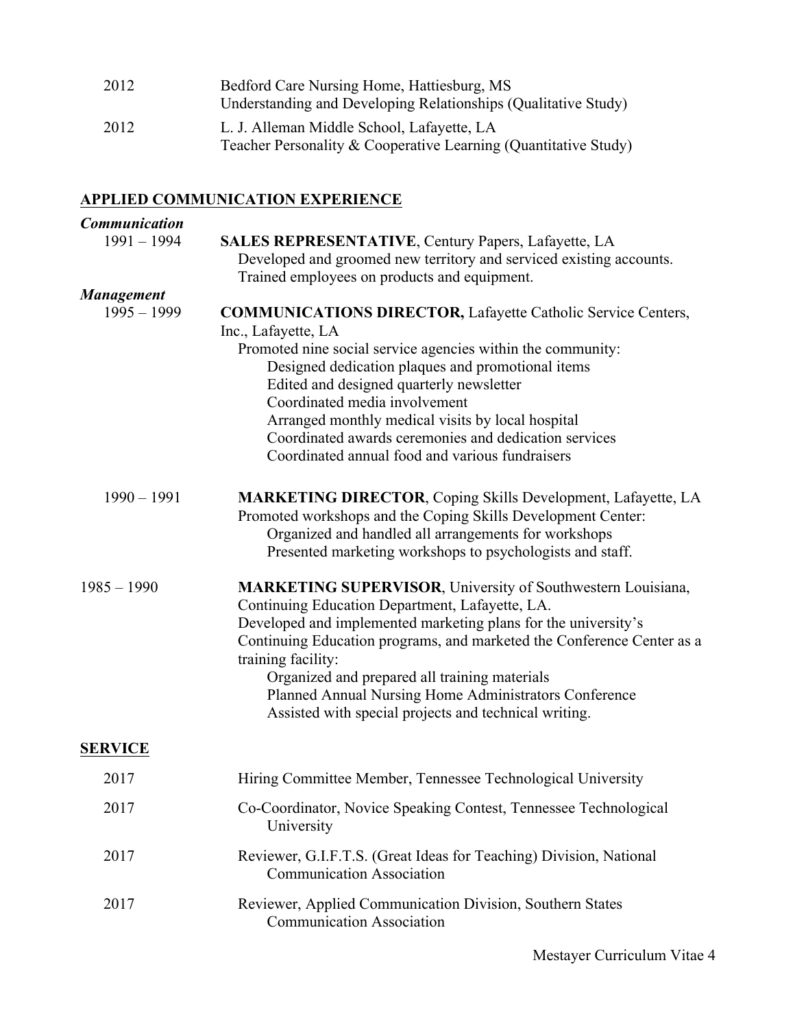2012 Bedford Care Nursing Home, Hattiesburg, MS
Understanding and Developing Relationships (Qualitative Study)

2012 L. J. Alleman Middle School, Lafayette, LA
Teacher Personality & Cooperative Learning (Quantitative Study)

## APPLIED COMMUNICATION EXPERIENCE

### *Communication*

1991 – 1994 **SALES REPRESENTATIVE**, Century Papers, Lafayette, LA
Developed and groomed new territory and serviced existing accounts.
Trained employees on products and equipment.

### *Management*

1995 – 1999 **COMMUNICATIONS DIRECTOR,** Lafayette Catholic Service Centers, Inc., Lafayette, LA
Promoted nine social service agencies within the community:
- Designed dedication plaques and promotional items
- Edited and designed quarterly newsletter
- Coordinated media involvement
- Arranged monthly medical visits by local hospital
- Coordinated awards ceremonies and dedication services
- Coordinated annual food and various fundraisers

1990 – 1991 **MARKETING DIRECTOR**, Coping Skills Development, Lafayette, LA
Promoted workshops and the Coping Skills Development Center:
- Organized and handled all arrangements for workshops
- Presented marketing workshops to psychologists and staff.

1985 – 1990 **MARKETING SUPERVISOR**, University of Southwestern Louisiana, Continuing Education Department, Lafayette, LA.
Developed and implemented marketing plans for the university's Continuing Education programs, and marketed the Conference Center as a training facility:
- Organized and prepared all training materials
- Planned Annual Nursing Home Administrators Conference
- Assisted with special projects and technical writing.

## SERVICE

2017 Hiring Committee Member, Tennessee Technological University

2017 Co-Coordinator, Novice Speaking Contest, Tennessee Technological University

2017 Reviewer, G.I.F.T.S. (Great Ideas for Teaching) Division, National Communication Association

2017 Reviewer, Applied Communication Division, Southern States Communication Association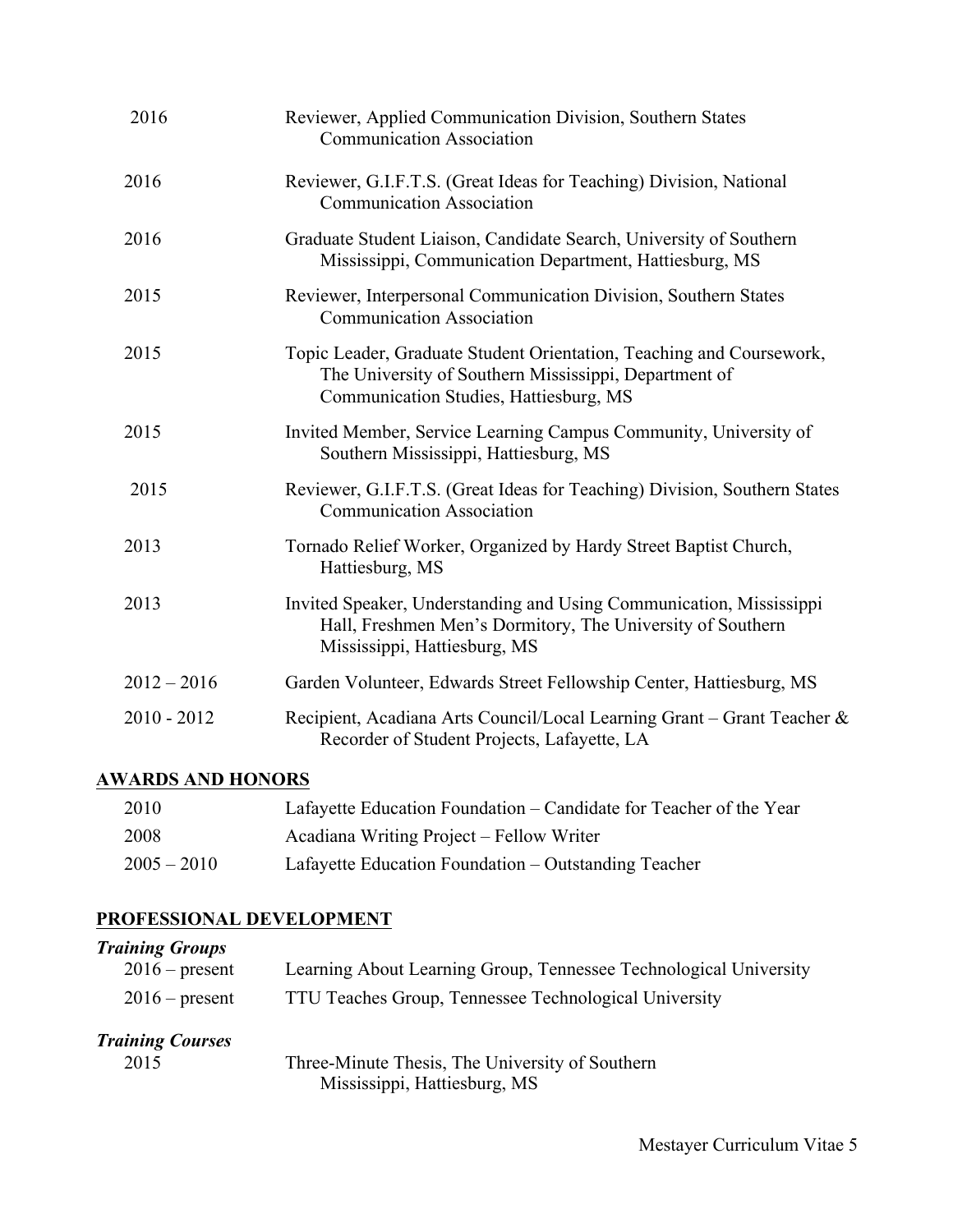2016 Reviewer, Applied Communication Division, Southern States Communication Association

2016 Reviewer, G.I.F.T.S. (Great Ideas for Teaching) Division, National Communication Association

2016 Graduate Student Liaison, Candidate Search, University of Southern Mississippi, Communication Department, Hattiesburg, MS

2015 Reviewer, Interpersonal Communication Division, Southern States Communication Association

2015 Topic Leader, Graduate Student Orientation, Teaching and Coursework, The University of Southern Mississippi, Department of Communication Studies, Hattiesburg, MS

2015 Invited Member, Service Learning Campus Community, University of Southern Mississippi, Hattiesburg, MS

2015 Reviewer, G.I.F.T.S. (Great Ideas for Teaching) Division, Southern States Communication Association

2013 Tornado Relief Worker, Organized by Hardy Street Baptist Church, Hattiesburg, MS

2013 Invited Speaker, Understanding and Using Communication, Mississippi Hall, Freshmen Men's Dormitory, The University of Southern Mississippi, Hattiesburg, MS

2012 – 2016 Garden Volunteer, Edwards Street Fellowship Center, Hattiesburg, MS

2010 - 2012 Recipient, Acadiana Arts Council/Local Learning Grant – Grant Teacher & Recorder of Student Projects, Lafayette, LA

## AWARDS AND HONORS

2010 Lafayette Education Foundation – Candidate for Teacher of the Year

2008 Acadiana Writing Project – Fellow Writer

2005 – 2010 Lafayette Education Foundation – Outstanding Teacher

## PROFESSIONAL DEVELOPMENT

***Training Groups***

2016 – present Learning About Learning Group, Tennessee Technological University

2016 – present TTU Teaches Group, Tennessee Technological University

***Training Courses***

2015 Three-Minute Thesis, The University of Southern Mississippi, Hattiesburg, MS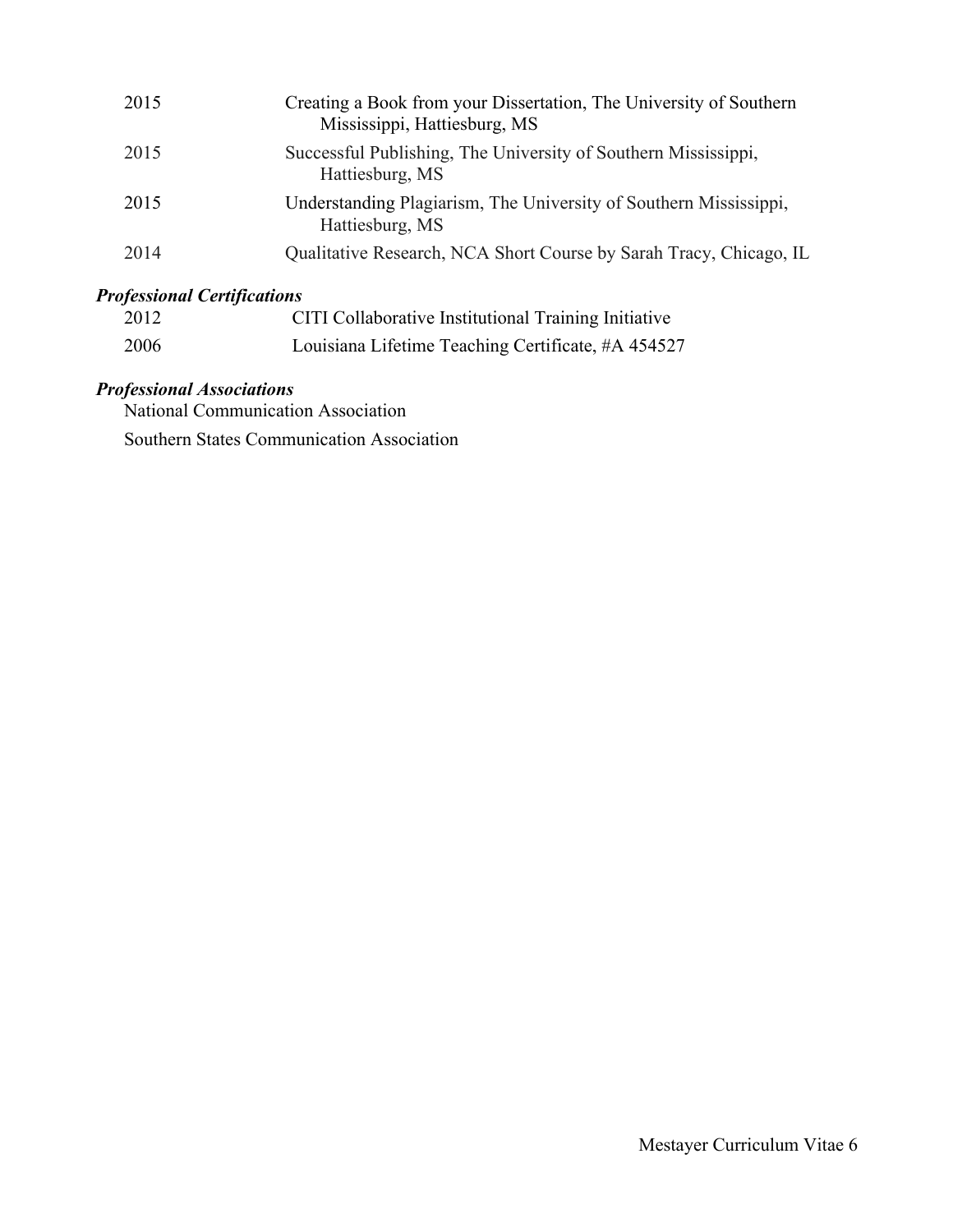2015 Creating a Book from your Dissertation, The University of Southern Mississippi, Hattiesburg, MS

2015 Successful Publishing, The University of Southern Mississippi, Hattiesburg, MS

2015 Understanding Plagiarism, The University of Southern Mississippi, Hattiesburg, MS

2014 Qualitative Research, NCA Short Course by Sarah Tracy, Chicago, IL

### *Professional Certifications*

2012 CITI Collaborative Institutional Training Initiative

2006 Louisiana Lifetime Teaching Certificate, #A 454527

### *Professional Associations*

National Communication Association

Southern States Communication Association